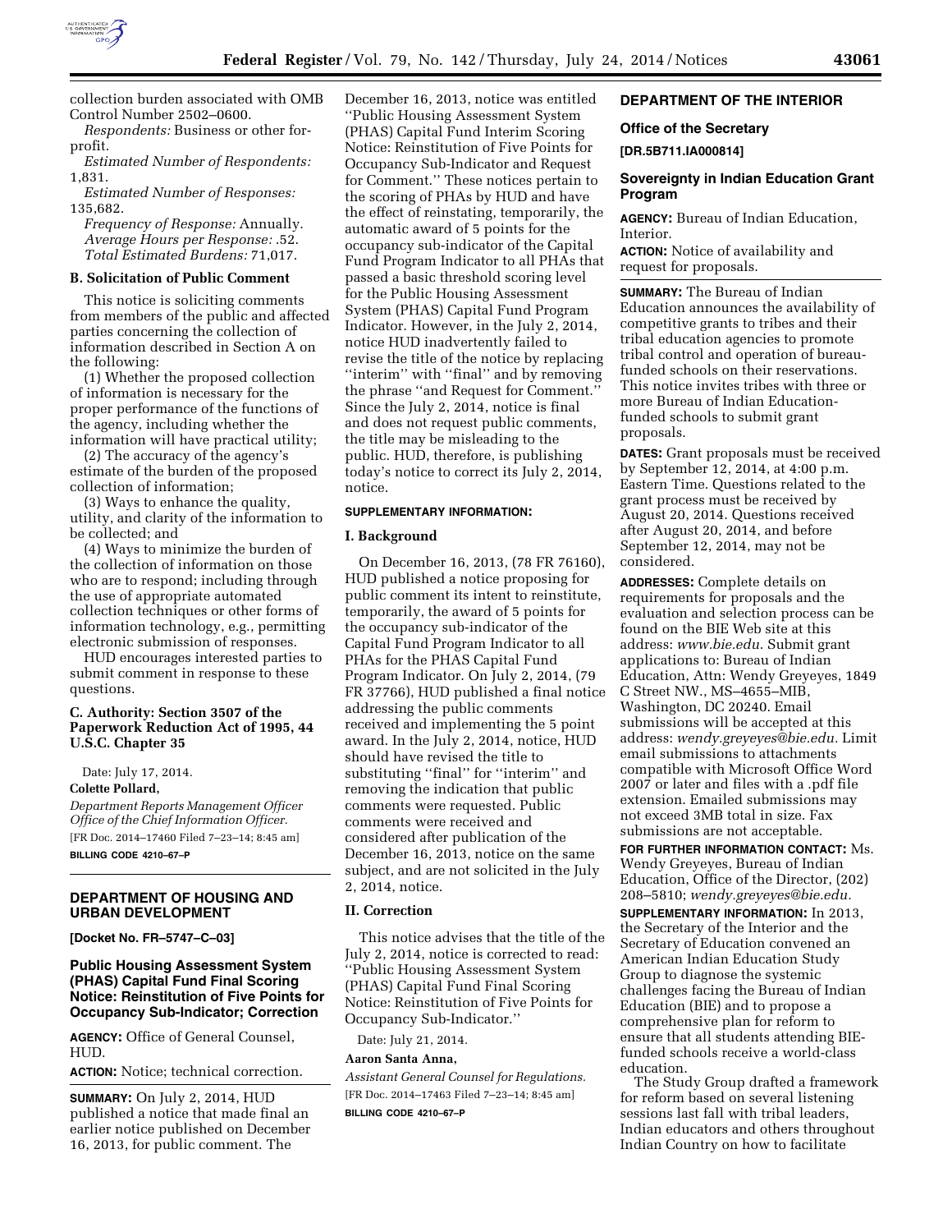collection burden associated with OMB Control Number 2502–0600.

*Respondents:* Business or other for-profit.

*Estimated Number of Respondents:* 1,831.

*Estimated Number of Responses:* 135,682.

*Frequency of Response:* Annually.

*Average Hours per Response:* .52.

*Total Estimated Burdens:* 71,017.

### B. Solicitation of Public Comment

This notice is soliciting comments from members of the public and affected parties concerning the collection of information described in Section A on the following:

(1) Whether the proposed collection of information is necessary for the proper performance of the functions of the agency, including whether the information will have practical utility;

(2) The accuracy of the agency's estimate of the burden of the proposed collection of information;

(3) Ways to enhance the quality, utility, and clarity of the information to be collected; and

(4) Ways to minimize the burden of the collection of information on those who are to respond; including through the use of appropriate automated collection techniques or other forms of information technology, e.g., permitting electronic submission of responses.

HUD encourages interested parties to submit comment in response to these questions.

### C. Authority: Section 3507 of the Paperwork Reduction Act of 1995, 44 U.S.C. Chapter 35

Date: July 17, 2014.

**Colette Pollard,**

*Department Reports Management Officer Office of the Chief Information Officer.*

[FR Doc. 2014–17460 Filed 7–23–14; 8:45 am]

**BILLING CODE 4210–67–P**

## DEPARTMENT OF HOUSING AND URBAN DEVELOPMENT

**[Docket No. FR–5747–C–03]**

### Public Housing Assessment System (PHAS) Capital Fund Final Scoring Notice: Reinstitution of Five Points for Occupancy Sub-Indicator; Correction

**AGENCY:** Office of General Counsel, HUD.

**ACTION:** Notice; technical correction.

**SUMMARY:** On July 2, 2014, HUD published a notice that made final an earlier notice published on December 16, 2013, for public comment. The December 16, 2013, notice was entitled ''Public Housing Assessment System (PHAS) Capital Fund Interim Scoring Notice: Reinstitution of Five Points for Occupancy Sub-Indicator and Request for Comment.'' These notices pertain to the scoring of PHAs by HUD and have the effect of reinstating, temporarily, the automatic award of 5 points for the occupancy sub-indicator of the Capital Fund Program Indicator to all PHAs that passed a basic threshold scoring level for the Public Housing Assessment System (PHAS) Capital Fund Program Indicator. However, in the July 2, 2014, notice HUD inadvertently failed to revise the title of the notice by replacing ''interim'' with ''final'' and by removing the phrase ''and Request for Comment.'' Since the July 2, 2014, notice is final and does not request public comments, the title may be misleading to the public. HUD, therefore, is publishing today's notice to correct its July 2, 2014, notice.

**SUPPLEMENTARY INFORMATION:**

### I. Background

On December 16, 2013, (78 FR 76160), HUD published a notice proposing for public comment its intent to reinstitute, temporarily, the award of 5 points for the occupancy sub-indicator of the Capital Fund Program Indicator to all PHAs for the PHAS Capital Fund Program Indicator. On July 2, 2014, (79 FR 37766), HUD published a final notice addressing the public comments received and implementing the 5 point award. In the July 2, 2014, notice, HUD should have revised the title to substituting ''final'' for ''interim'' and removing the indication that public comments were requested. Public comments were received and considered after publication of the December 16, 2013, notice on the same subject, and are not solicited in the July 2, 2014, notice.

### II. Correction

This notice advises that the title of the July 2, 2014, notice is corrected to read: ''Public Housing Assessment System (PHAS) Capital Fund Final Scoring Notice: Reinstitution of Five Points for Occupancy Sub-Indicator.''

Date: July 21, 2014.

**Aaron Santa Anna,**

*Assistant General Counsel for Regulations.*

[FR Doc. 2014–17463 Filed 7–23–14; 8:45 am]

**BILLING CODE 4210–67–P**

## DEPARTMENT OF THE INTERIOR

### Office of the Secretary

**[DR.5B711.IA000814]**

### Sovereignty in Indian Education Grant Program

**AGENCY:** Bureau of Indian Education, Interior.

**ACTION:** Notice of availability and request for proposals.

**SUMMARY:** The Bureau of Indian Education announces the availability of competitive grants to tribes and their tribal education agencies to promote tribal control and operation of bureau-funded schools on their reservations. This notice invites tribes with three or more Bureau of Indian Education-funded schools to submit grant proposals.

**DATES:** Grant proposals must be received by September 12, 2014, at 4:00 p.m. Eastern Time. Questions related to the grant process must be received by August 20, 2014. Questions received after August 20, 2014, and before September 12, 2014, may not be considered.

**ADDRESSES:** Complete details on requirements for proposals and the evaluation and selection process can be found on the BIE Web site at this address: *www.bie.edu*. Submit grant applications to: Bureau of Indian Education, Attn: Wendy Greyeyes, 1849 C Street NW., MS–4655–MIB, Washington, DC 20240. Email submissions will be accepted at this address: *wendy.greyeyes@bie.edu*. Limit email submissions to attachments compatible with Microsoft Office Word 2007 or later and files with a .pdf file extension. Emailed submissions may not exceed 3MB total in size. Fax submissions are not acceptable.

**FOR FURTHER INFORMATION CONTACT:** Ms. Wendy Greyeyes, Bureau of Indian Education, Office of the Director, (202) 208–5810; *wendy.greyeyes@bie.edu*.

**SUPPLEMENTARY INFORMATION:** In 2013, the Secretary of the Interior and the Secretary of Education convened an American Indian Education Study Group to diagnose the systemic challenges facing the Bureau of Indian Education (BIE) and to propose a comprehensive plan for reform to ensure that all students attending BIE-funded schools receive a world-class education.

The Study Group drafted a framework for reform based on several listening sessions last fall with tribal leaders, Indian educators and others throughout Indian Country on how to facilitate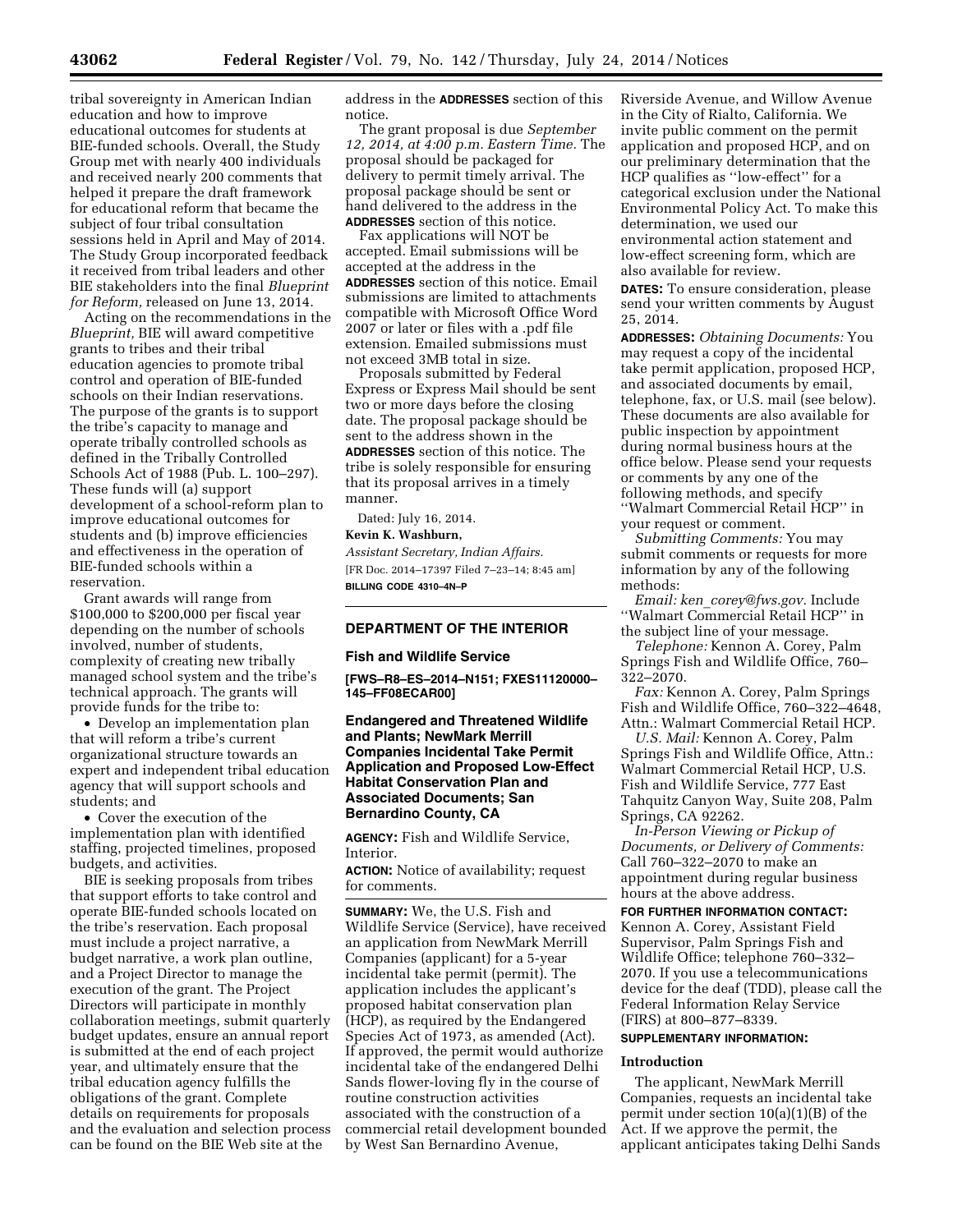tribal sovereignty in American Indian education and how to improve educational outcomes for students at BIE-funded schools. Overall, the Study Group met with nearly 400 individuals and received nearly 200 comments that helped it prepare the draft framework for educational reform that became the subject of four tribal consultation sessions held in April and May of 2014. The Study Group incorporated feedback it received from tribal leaders and other BIE stakeholders into the final *Blueprint for Reform,* released on June 13, 2014.

Acting on the recommendations in the *Blueprint,* BIE will award competitive grants to tribes and their tribal education agencies to promote tribal control and operation of BIE-funded schools on their Indian reservations. The purpose of the grants is to support the tribe's capacity to manage and operate tribally controlled schools as defined in the Tribally Controlled Schools Act of 1988 (Pub. L. 100–297). These funds will (a) support development of a school-reform plan to improve educational outcomes for students and (b) improve efficiencies and effectiveness in the operation of BIE-funded schools within a reservation.

Grant awards will range from $100,000 to $200,000 per fiscal year depending on the number of schools involved, number of students, complexity of creating new tribally managed school system and the tribe's technical approach. The grants will provide funds for the tribe to:

- Develop an implementation plan that will reform a tribe's current organizational structure towards an expert and independent tribal education agency that will support schools and students; and
- Cover the execution of the implementation plan with identified staffing, projected timelines, proposed budgets, and activities.

BIE is seeking proposals from tribes that support efforts to take control and operate BIE-funded schools located on the tribe's reservation. Each proposal must include a project narrative, a budget narrative, a work plan outline, and a Project Director to manage the execution of the grant. The Project Directors will participate in monthly collaboration meetings, submit quarterly budget updates, ensure an annual report is submitted at the end of each project year, and ultimately ensure that the tribal education agency fulfills the obligations of the grant. Complete details on requirements for proposals and the evaluation and selection process can be found on the BIE Web site at the address in the **ADDRESSES** section of this notice.

The grant proposal is due *September 12, 2014, at 4:00 p.m. Eastern Time.* The proposal should be packaged for delivery to permit timely arrival. The proposal package should be sent or hand delivered to the address in the **ADDRESSES** section of this notice.

Fax applications will NOT be accepted. Email submissions will be accepted at the address in the **ADDRESSES** section of this notice. Email submissions are limited to attachments compatible with Microsoft Office Word 2007 or later or files with a .pdf file extension. Emailed submissions must not exceed 3MB total in size.

Proposals submitted by Federal Express or Express Mail should be sent two or more days before the closing date. The proposal package should be sent to the address shown in the **ADDRESSES** section of this notice. The tribe is solely responsible for ensuring that its proposal arrives in a timely manner.

Dated: July 16, 2014.

**Kevin K. Washburn,**

*Assistant Secretary, Indian Affairs.*

[FR Doc. 2014–17397 Filed 7–23–14; 8:45 am]

**BILLING CODE 4310–4N–P**

## DEPARTMENT OF THE INTERIOR

### Fish and Wildlife Service

**[FWS–R8–ES–2014–N151; FXES11120000–145–FF08ECAR00]**

### Endangered and Threatened Wildlife and Plants; NewMark Merrill Companies Incidental Take Permit Application and Proposed Low-Effect Habitat Conservation Plan and Associated Documents; San Bernardino County, CA

**AGENCY:** Fish and Wildlife Service, Interior.

**ACTION:** Notice of availability; request for comments.

**SUMMARY:** We, the U.S. Fish and Wildlife Service (Service), have received an application from NewMark Merrill Companies (applicant) for a 5-year incidental take permit (permit). The application includes the applicant's proposed habitat conservation plan (HCP), as required by the Endangered Species Act of 1973, as amended (Act). If approved, the permit would authorize incidental take of the endangered Delhi Sands flower-loving fly in the course of routine construction activities associated with the construction of a commercial retail development bounded by West San Bernardino Avenue, Riverside Avenue, and Willow Avenue in the City of Rialto, California. We invite public comment on the permit application and proposed HCP, and on our preliminary determination that the HCP qualifies as "low-effect" for a categorical exclusion under the National Environmental Policy Act. To make this determination, we used our environmental action statement and low-effect screening form, which are also available for review.

**DATES:** To ensure consideration, please send your written comments by August 25, 2014.

**ADDRESSES:** *Obtaining Documents:* You may request a copy of the incidental take permit application, proposed HCP, and associated documents by email, telephone, fax, or U.S. mail (see below). These documents are also available for public inspection by appointment during normal business hours at the office below. Please send your requests or comments by any one of the following methods, and specify "Walmart Commercial Retail HCP" in your request or comment.

*Submitting Comments:* You may submit comments or requests for more information by any of the following methods:

*Email: ken_corey@fws.gov.* Include "Walmart Commercial Retail HCP" in the subject line of your message.

*Telephone:* Kennon A. Corey, Palm Springs Fish and Wildlife Office, 760–322–2070.

*Fax:* Kennon A. Corey, Palm Springs Fish and Wildlife Office, 760–322–4648, Attn.: Walmart Commercial Retail HCP.

*U.S. Mail:* Kennon A. Corey, Palm Springs Fish and Wildlife Office, Attn.: Walmart Commercial Retail HCP, U.S. Fish and Wildlife Service, 777 East Tahquitz Canyon Way, Suite 208, Palm Springs, CA 92262.

*In-Person Viewing or Pickup of Documents, or Delivery of Comments:* Call 760–322–2070 to make an appointment during regular business hours at the above address.

**FOR FURTHER INFORMATION CONTACT:** Kennon A. Corey, Assistant Field Supervisor, Palm Springs Fish and Wildlife Office; telephone 760–332–2070. If you use a telecommunications device for the deaf (TDD), please call the Federal Information Relay Service (FIRS) at 800–877–8339.

**SUPPLEMENTARY INFORMATION:**

#### Introduction

The applicant, NewMark Merrill Companies, requests an incidental take permit under section 10(a)(1)(B) of the Act. If we approve the permit, the applicant anticipates taking Delhi Sands